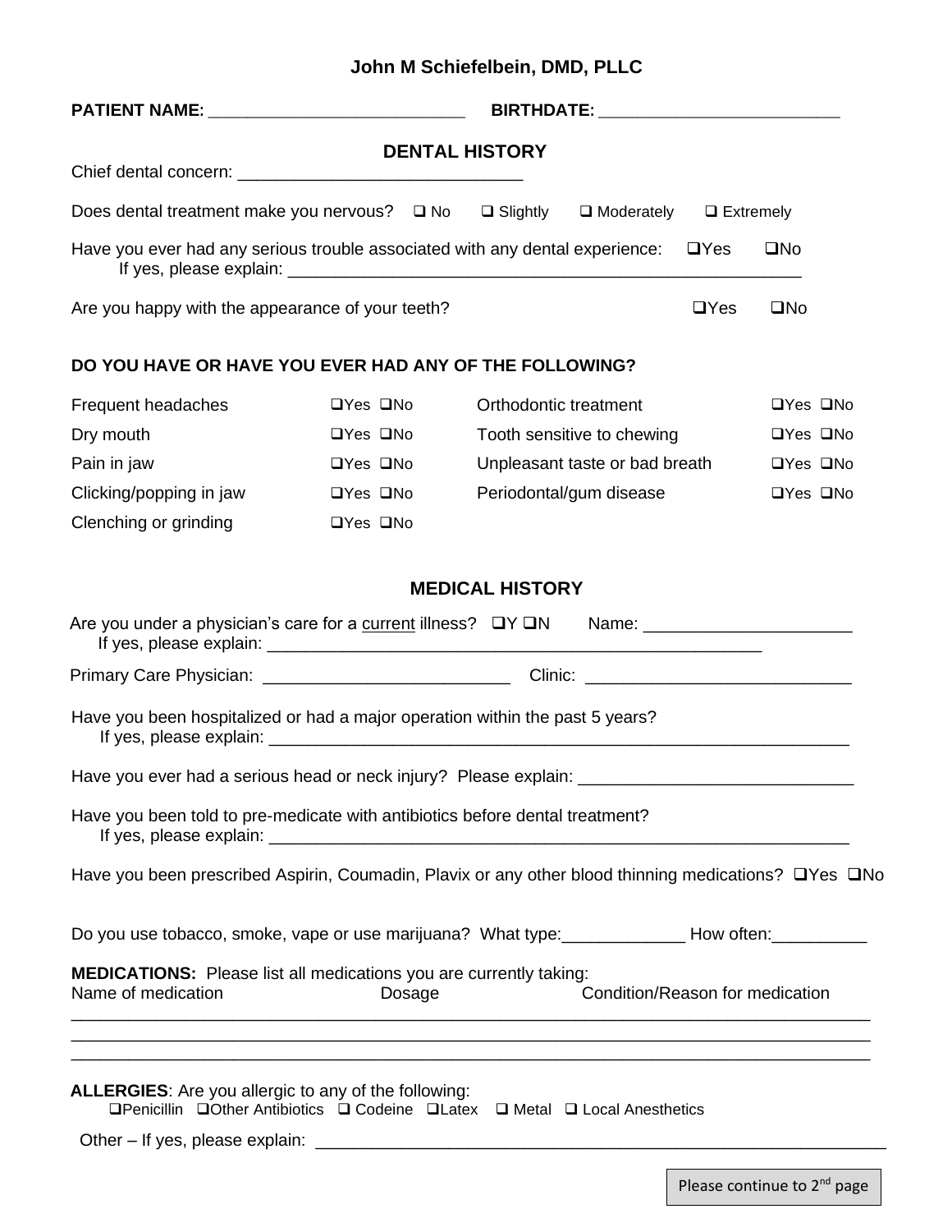**John M Schiefelbein, DMD, PLLC**

**PATIENT NAME:** ___________________________ **BIRTHDATE:** __________________________

## DENTAL HISTORY

Chief dental concern: _____________________________

Does dental treatment make you nervous? ❑ No ❑ Slightly ❑ Moderately ❑ Extremely

Have you ever had any serious trouble associated with any dental experience: ❑Yes ❑No
If yes, please explain: _______________________________________________________

Are you happy with the appearance of your teeth? ❑Yes ❑No

**DO YOU HAVE OR HAVE YOU EVER HAD ANY OF THE FOLLOWING?**

| | | | |
|---|---|---|---|
| Frequent headaches | ❑Yes ❑No | Orthodontic treatment | ❑Yes ❑No |
| Dry mouth | ❑Yes ❑No | Tooth sensitive to chewing | ❑Yes ❑No |
| Pain in jaw | ❑Yes ❑No | Unpleasant taste or bad breath | ❑Yes ❑No |
| Clicking/popping in jaw | ❑Yes ❑No | Periodontal/gum disease | ❑Yes ❑No |
| Clenching or grinding | ❑Yes ❑No | | |

## MEDICAL HISTORY

Are you under a physician's care for a current illness? ❑Y ❑N Name: _____________________
If yes, please explain: ____________________________________________________

Primary Care Physician: _________________________ Clinic: ___________________________

Have you been hospitalized or had a major operation within the past 5 years?
If yes, please explain: ______________________________________________________________

Have you ever had a serious head or neck injury? Please explain: ____________________________

Have you been told to pre-medicate with antibiotics before dental treatment?
If yes, please explain: ______________________________________________________________

Have you been prescribed Aspirin, Coumadin, Plavix or any other blood thinning medications? ❑Yes ❑No

Do you use tobacco, smoke, vape or use marijuana? What type:_____________ How often:__________

**MEDICATIONS:** Please list all medications you are currently taking:

| Name of medication | Dosage | Condition/Reason for medication |
|---|---|---|
| | | |
| | | |
| | | |

**ALLERGIES**: Are you allergic to any of the following:
❑Penicillin ❑Other Antibiotics ❑ Codeine ❑Latex ❑ Metal ❑ Local Anesthetics

Other – If yes, please explain: ____________________________________________________________

Please continue to 2nd page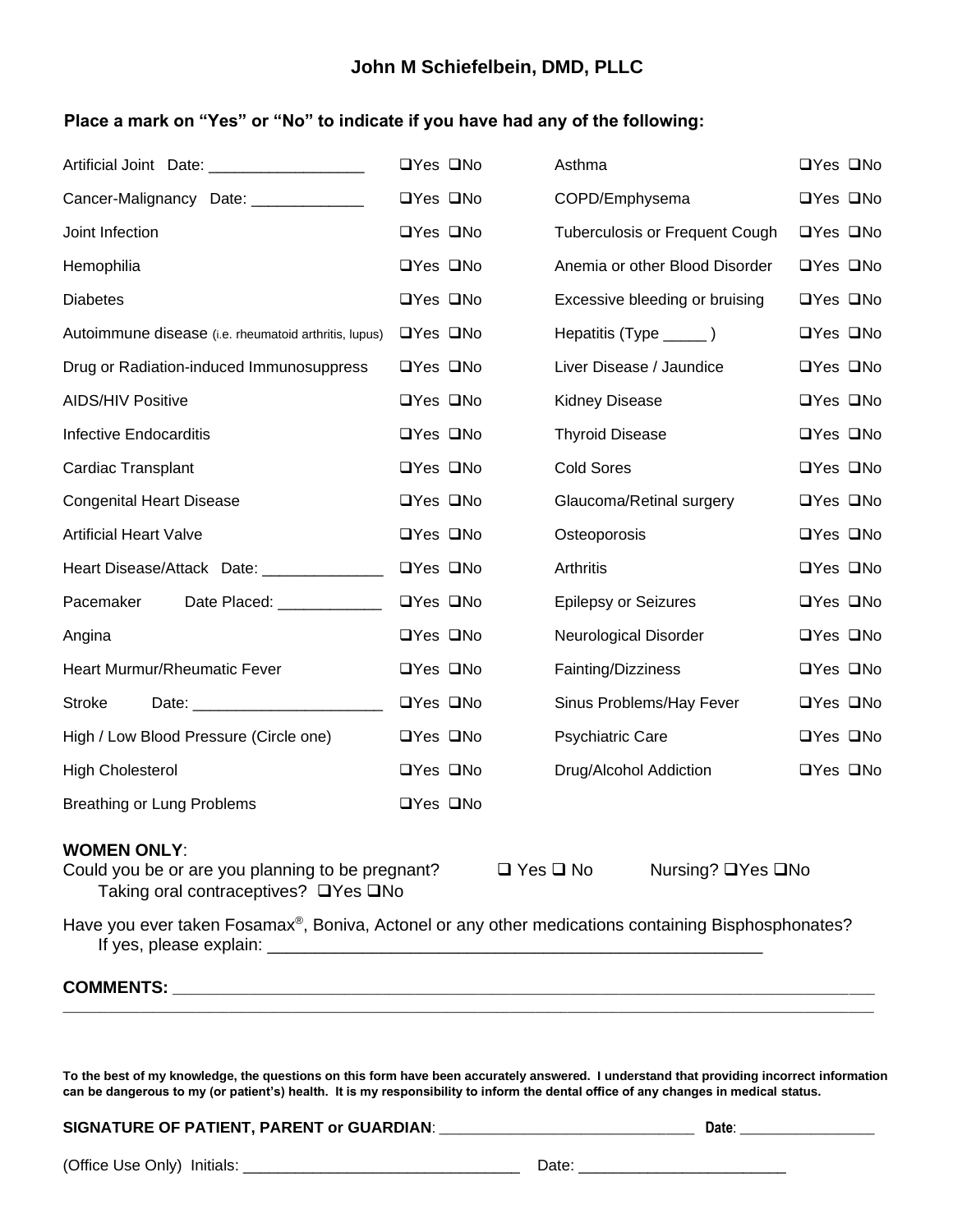## John M Schiefelbein, DMD, PLLC

**Place a mark on "Yes" or "No" to indicate if you have had any of the following:**

| | | | |
|---|---|---|---|
| Artificial Joint Date: __________________ | ❑Yes ❑No | Asthma | ❑Yes ❑No |
| Cancer-Malignancy Date: _____________ | ❑Yes ❑No | COPD/Emphysema | ❑Yes ❑No |
| Joint Infection | ❑Yes ❑No | Tuberculosis or Frequent Cough | ❑Yes ❑No |
| Hemophilia | ❑Yes ❑No | Anemia or other Blood Disorder | ❑Yes ❑No |
| Diabetes | ❑Yes ❑No | Excessive bleeding or bruising | ❑Yes ❑No |
| Autoimmune disease (i.e. rheumatoid arthritis, lupus) | ❑Yes ❑No | Hepatitis (Type _____ ) | ❑Yes ❑No |
| Drug or Radiation-induced Immunosuppress | ❑Yes ❑No | Liver Disease / Jaundice | ❑Yes ❑No |
| AIDS/HIV Positive | ❑Yes ❑No | Kidney Disease | ❑Yes ❑No |
| Infective Endocarditis | ❑Yes ❑No | Thyroid Disease | ❑Yes ❑No |
| Cardiac Transplant | ❑Yes ❑No | Cold Sores | ❑Yes ❑No |
| Congenital Heart Disease | ❑Yes ❑No | Glaucoma/Retinal surgery | ❑Yes ❑No |
| Artificial Heart Valve | ❑Yes ❑No | Osteoporosis | ❑Yes ❑No |
| Heart Disease/Attack Date: ______________ | ❑Yes ❑No | Arthritis | ❑Yes ❑No |
| Pacemaker Date Placed: ____________ | ❑Yes ❑No | Epilepsy or Seizures | ❑Yes ❑No |
| Angina | ❑Yes ❑No | Neurological Disorder | ❑Yes ❑No |
| Heart Murmur/Rheumatic Fever | ❑Yes ❑No | Fainting/Dizziness | ❑Yes ❑No |
| Stroke Date: ______________________ | ❑Yes ❑No | Sinus Problems/Hay Fever | ❑Yes ❑No |
| High / Low Blood Pressure (Circle one) | ❑Yes ❑No | Psychiatric Care | ❑Yes ❑No |
| High Cholesterol | ❑Yes ❑No | Drug/Alcohol Addiction | ❑Yes ❑No |
| Breathing or Lung Problems | ❑Yes ❑No | | |

**WOMEN ONLY**:
Could you be or are you planning to be pregnant? ❑ Yes ❑ No Nursing? ❑Yes ❑No
Taking oral contraceptives? ❑Yes ❑No

Have you ever taken Fosamax®, Boniva, Actonel or any other medications containing Bisphosphonates?
If yes, please explain: _____________________________________________________

**COMMENTS:** ______________________________________________________________________________
_______________________________________________________________________________________

**To the best of my knowledge, the questions on this form have been accurately answered. I understand that providing incorrect information can be dangerous to my (or patient's) health. It is my responsibility to inform the dental office of any changes in medical status.**

**SIGNATURE OF PATIENT, PARENT or GUARDIAN**: ______________________________ **Date**: ________________

(Office Use Only) Initials: ________________________________ Date: ________________________